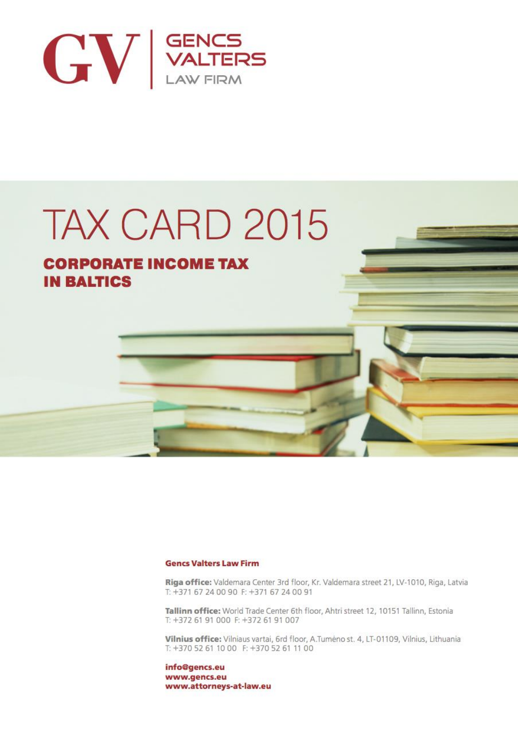GV | GENCS VALTERS LAW FIRM

# TAX CARD 2015

## CORPORATE INCOME TAX IN BALTICS

**Gencs Valters Law Firm**

**Riga office:** Valdemara Center 3rd floor, Kr. Valdemara street 21, LV-1010, Riga, Latvia
T: +371 67 24 00 90 F: +371 67 24 00 91

**Tallinn office:** World Trade Center 6th floor, Ahtri street 12, 10151 Tallinn, Estonia
T: +372 61 91 000 F: +372 61 91 007

**Vilnius office:** Vilniaus vartai, 6rd floor, A.Tumėno st. 4, LT-01109, Vilnius, Lithuania
T: +370 52 61 10 00 F: +370 52 61 11 00

**info@gencs.eu**
**www.gencs.eu**
**www.attorneys-at-law.eu**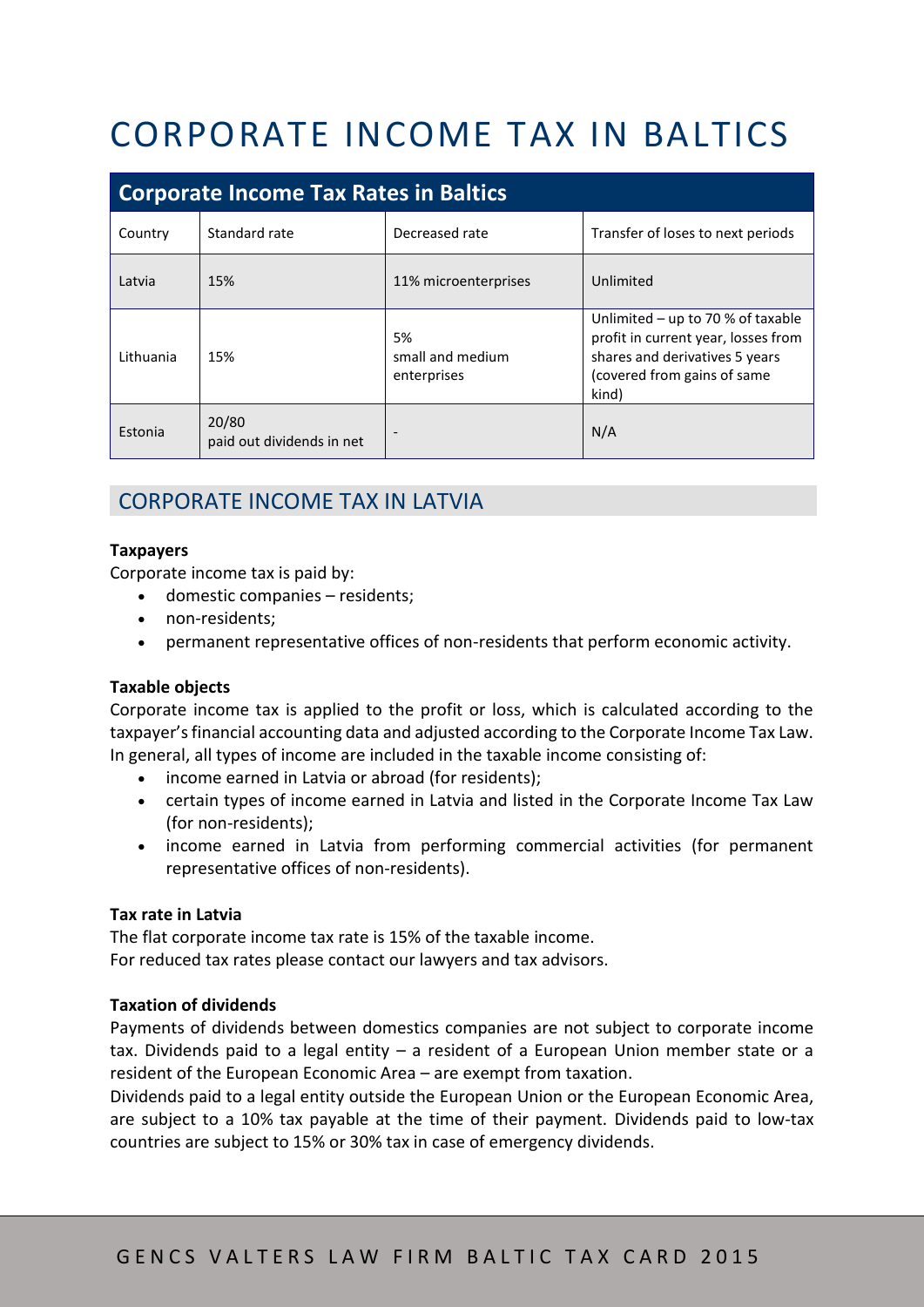# CORPORATE INCOME TAX IN BALTICS

| Corporate Income Tax Rates in Baltics | | | |
|---|---|---|---|
| Country | Standard rate | Decreased rate | Transfer of loses to next periods |
| Latvia | 15% | 11% microenterprises | Unlimited |
| Lithuania | 15% | 5%<br>small and medium enterprises | Unlimited – up to 70 % of taxable profit in current year, losses from shares and derivatives 5 years (covered from gains of same kind) |
| Estonia | 20/80<br>paid out dividends in net | - | N/A |

## CORPORATE INCOME TAX IN LATVIA

**Taxpayers**

Corporate income tax is paid by:

- domestic companies – residents;
- non-residents;
- permanent representative offices of non-residents that perform economic activity.

**Taxable objects**

Corporate income tax is applied to the profit or loss, which is calculated according to the taxpayer's financial accounting data and adjusted according to the Corporate Income Tax Law. In general, all types of income are included in the taxable income consisting of:

- income earned in Latvia or abroad (for residents);
- certain types of income earned in Latvia and listed in the Corporate Income Tax Law (for non-residents);
- income earned in Latvia from performing commercial activities (for permanent representative offices of non-residents).

**Tax rate in Latvia**

The flat corporate income tax rate is 15% of the taxable income.
For reduced tax rates please contact our lawyers and tax advisors.

**Taxation of dividends**

Payments of dividends between domestics companies are not subject to corporate income tax. Dividends paid to a legal entity – a resident of a European Union member state or a resident of the European Economic Area – are exempt from taxation.
Dividends paid to a legal entity outside the European Union or the European Economic Area, are subject to a 10% tax payable at the time of their payment. Dividends paid to low-tax countries are subject to 15% or 30% tax in case of emergency dividends.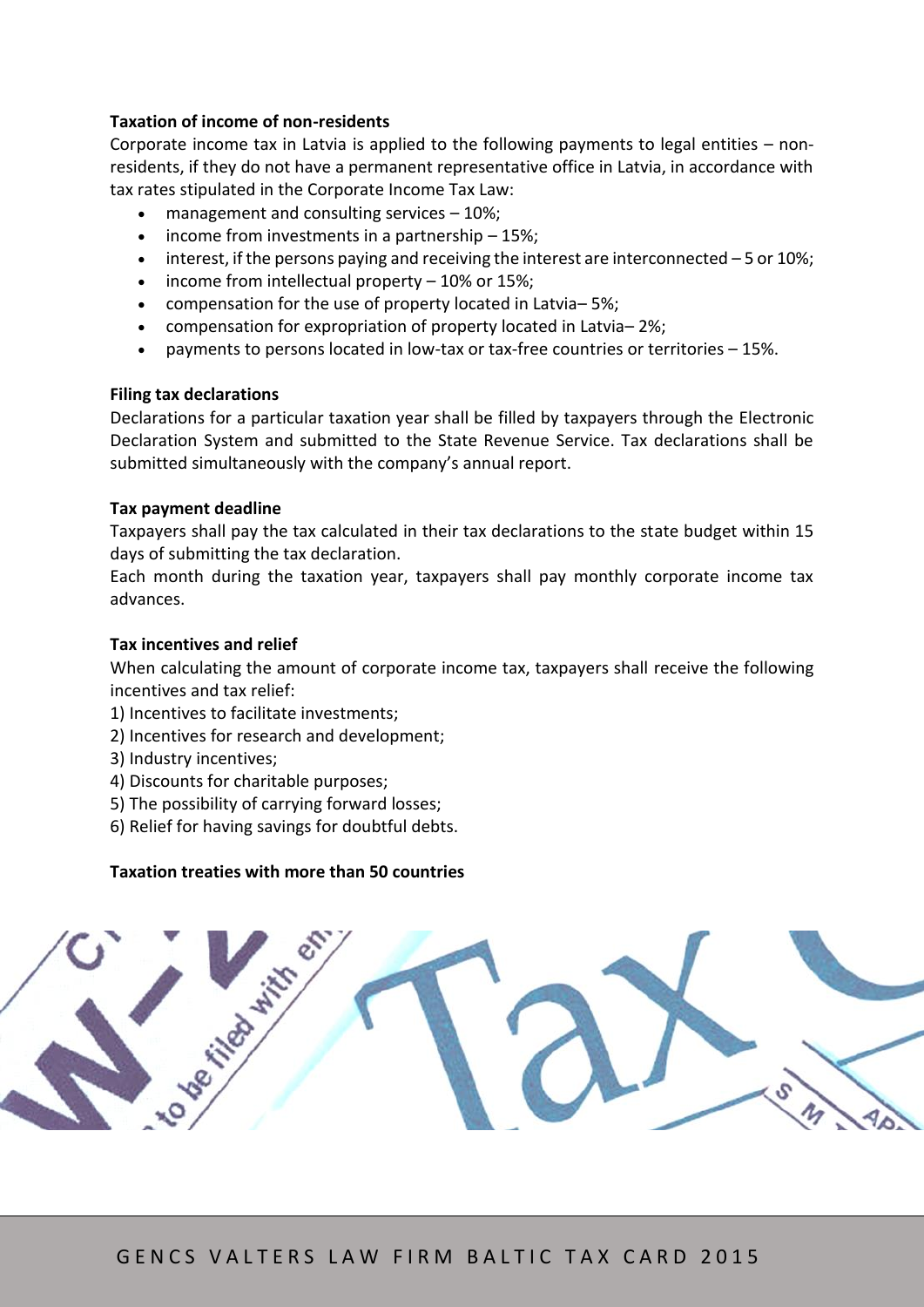**Taxation of income of non-residents**

Corporate income tax in Latvia is applied to the following payments to legal entities – non-residents, if they do not have a permanent representative office in Latvia, in accordance with tax rates stipulated in the Corporate Income Tax Law:

- management and consulting services – 10%;
- income from investments in a partnership – 15%;
- interest, if the persons paying and receiving the interest are interconnected – 5 or 10%;
- income from intellectual property – 10% or 15%;
- compensation for the use of property located in Latvia– 5%;
- compensation for expropriation of property located in Latvia– 2%;
- payments to persons located in low-tax or tax-free countries or territories – 15%.

**Filing tax declarations**

Declarations for a particular taxation year shall be filled by taxpayers through the Electronic Declaration System and submitted to the State Revenue Service. Tax declarations shall be submitted simultaneously with the company's annual report.

**Tax payment deadline**

Taxpayers shall pay the tax calculated in their tax declarations to the state budget within 15 days of submitting the tax declaration.

Each month during the taxation year, taxpayers shall pay monthly corporate income tax advances.

**Tax incentives and relief**

When calculating the amount of corporate income tax, taxpayers shall receive the following incentives and tax relief:

1) Incentives to facilitate investments;
2) Incentives for research and development;
3) Industry incentives;
4) Discounts for charitable purposes;
5) The possibility of carrying forward losses;
6) Relief for having savings for doubtful debts.

**Taxation treaties with more than 50 countries**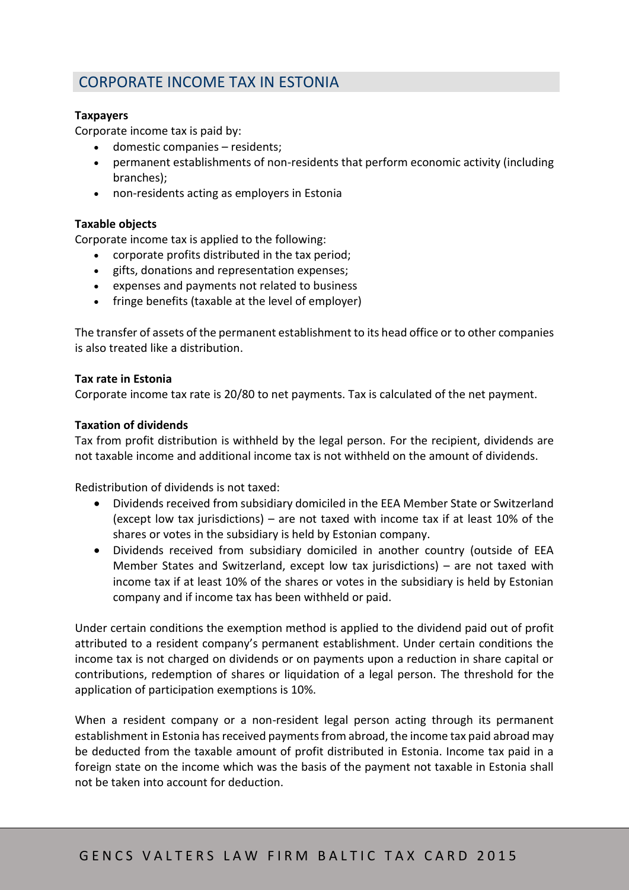## CORPORATE INCOME TAX IN ESTONIA

**Taxpayers**

Corporate income tax is paid by:

- domestic companies – residents;
- permanent establishments of non-residents that perform economic activity (including branches);
- non-residents acting as employers in Estonia

**Taxable objects**

Corporate income tax is applied to the following:

- corporate profits distributed in the tax period;
- gifts, donations and representation expenses;
- expenses and payments not related to business
- fringe benefits (taxable at the level of employer)

The transfer of assets of the permanent establishment to its head office or to other companies is also treated like a distribution.

**Tax rate in Estonia**

Corporate income tax rate is 20/80 to net payments. Tax is calculated of the net payment.

**Taxation of dividends**

Tax from profit distribution is withheld by the legal person. For the recipient, dividends are not taxable income and additional income tax is not withheld on the amount of dividends.

Redistribution of dividends is not taxed:

- Dividends received from subsidiary domiciled in the EEA Member State or Switzerland (except low tax jurisdictions) – are not taxed with income tax if at least 10% of the shares or votes in the subsidiary is held by Estonian company.
- Dividends received from subsidiary domiciled in another country (outside of EEA Member States and Switzerland, except low tax jurisdictions) – are not taxed with income tax if at least 10% of the shares or votes in the subsidiary is held by Estonian company and if income tax has been withheld or paid.

Under certain conditions the exemption method is applied to the dividend paid out of profit attributed to a resident company's permanent establishment. Under certain conditions the income tax is not charged on dividends or on payments upon a reduction in share capital or contributions, redemption of shares or liquidation of a legal person. The threshold for the application of participation exemptions is 10%.

When a resident company or a non-resident legal person acting through its permanent establishment in Estonia has received payments from abroad, the income tax paid abroad may be deducted from the taxable amount of profit distributed in Estonia. Income tax paid in a foreign state on the income which was the basis of the payment not taxable in Estonia shall not be taken into account for deduction.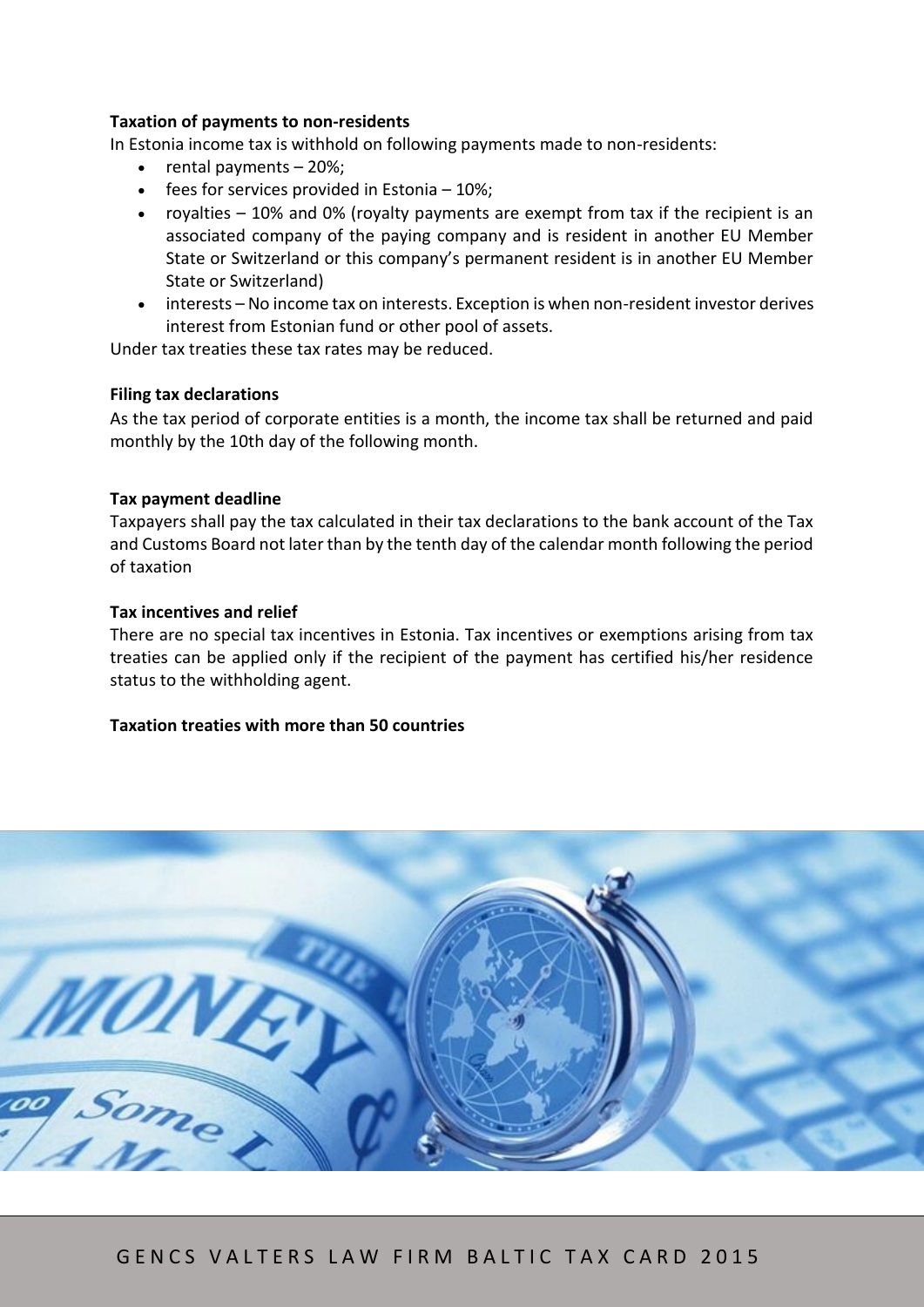**Taxation of payments to non-residents**

In Estonia income tax is withhold on following payments made to non-residents:

- rental payments – 20%;
- fees for services provided in Estonia – 10%;
- royalties – 10% and 0% (royalty payments are exempt from tax if the recipient is an associated company of the paying company and is resident in another EU Member State or Switzerland or this company's permanent resident is in another EU Member State or Switzerland)
- interests – No income tax on interests. Exception is when non-resident investor derives interest from Estonian fund or other pool of assets.

Under tax treaties these tax rates may be reduced.

**Filing tax declarations**

As the tax period of corporate entities is a month, the income tax shall be returned and paid monthly by the 10th day of the following month.

**Tax payment deadline**

Taxpayers shall pay the tax calculated in their tax declarations to the bank account of the Tax and Customs Board not later than by the tenth day of the calendar month following the period of taxation

**Tax incentives and relief**

There are no special tax incentives in Estonia. Tax incentives or exemptions arising from tax treaties can be applied only if the recipient of the payment has certified his/her residence status to the withholding agent.

**Taxation treaties with more than 50 countries**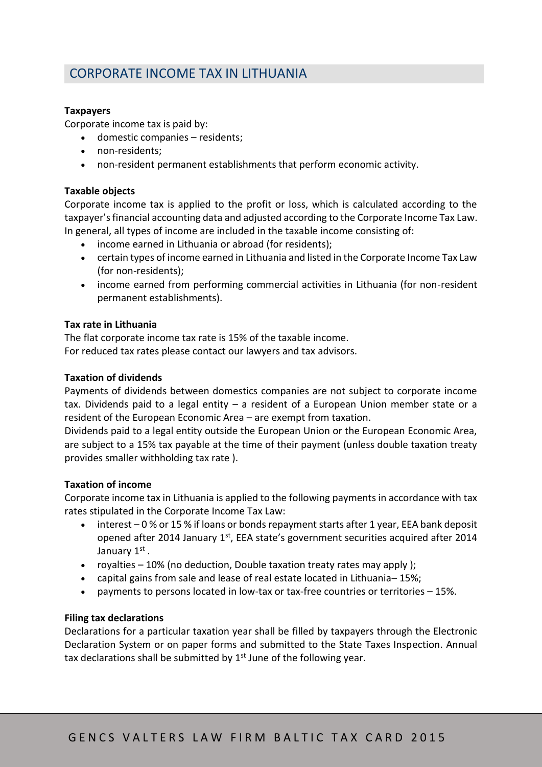## CORPORATE INCOME TAX IN LITHUANIA

**Taxpayers**

Corporate income tax is paid by:

- domestic companies – residents;
- non-residents;
- non-resident permanent establishments that perform economic activity.

**Taxable objects**

Corporate income tax is applied to the profit or loss, which is calculated according to the taxpayer's financial accounting data and adjusted according to the Corporate Income Tax Law. In general, all types of income are included in the taxable income consisting of:

- income earned in Lithuania or abroad (for residents);
- certain types of income earned in Lithuania and listed in the Corporate Income Tax Law (for non-residents);
- income earned from performing commercial activities in Lithuania (for non-resident permanent establishments).

**Tax rate in Lithuania**

The flat corporate income tax rate is 15% of the taxable income.
For reduced tax rates please contact our lawyers and tax advisors.

**Taxation of dividends**

Payments of dividends between domestics companies are not subject to corporate income tax. Dividends paid to a legal entity – a resident of a European Union member state or a resident of the European Economic Area – are exempt from taxation.

Dividends paid to a legal entity outside the European Union or the European Economic Area, are subject to a 15% tax payable at the time of their payment (unless double taxation treaty provides smaller withholding tax rate ).

**Taxation of income**

Corporate income tax in Lithuania is applied to the following payments in accordance with tax rates stipulated in the Corporate Income Tax Law:

- interest – 0 % or 15 % if loans or bonds repayment starts after 1 year, EEA bank deposit opened after 2014 January 1st, EEA state's government securities acquired after 2014 January 1st .
- royalties – 10% (no deduction, Double taxation treaty rates may apply );
- capital gains from sale and lease of real estate located in Lithuania– 15%;
- payments to persons located in low-tax or tax-free countries or territories – 15%.

**Filing tax declarations**

Declarations for a particular taxation year shall be filled by taxpayers through the Electronic Declaration System or on paper forms and submitted to the State Taxes Inspection. Annual tax declarations shall be submitted by 1st June of the following year.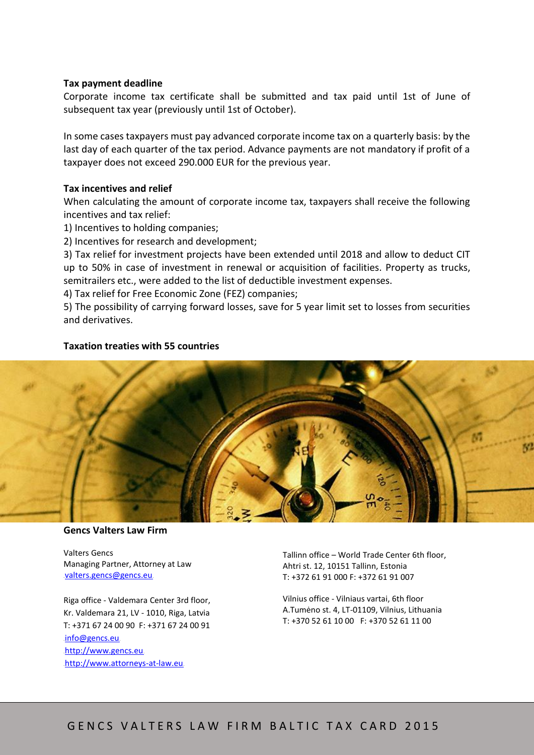**Tax payment deadline**

Corporate income tax certificate shall be submitted and tax paid until 1st of June of subsequent tax year (previously until 1st of October).

In some cases taxpayers must pay advanced corporate income tax on a quarterly basis: by the last day of each quarter of the tax period. Advance payments are not mandatory if profit of a taxpayer does not exceed 290.000 EUR for the previous year.

**Tax incentives and relief**

When calculating the amount of corporate income tax, taxpayers shall receive the following incentives and tax relief:

1) Incentives to holding companies;
2) Incentives for research and development;
3) Tax relief for investment projects have been extended until 2018 and allow to deduct CIT up to 50% in case of investment in renewal or acquisition of facilities. Property as trucks, semitrailers etc., were added to the list of deductible investment expenses.
4) Tax relief for Free Economic Zone (FEZ) companies;
5) The possibility of carrying forward losses, save for 5 year limit set to losses from securities and derivatives.

**Taxation treaties with 55 countries**

**Gencs Valters Law Firm**

Valters Gencs
Managing Partner, Attorney at Law
valters.gencs@gencs.eu

Riga office - Valdemara Center 3rd floor,
Kr. Valdemara 21, LV - 1010, Riga, Latvia
T: +371 67 24 00 90 F: +371 67 24 00 91
info@gencs.eu
http://www.gencs.eu
http://www.attorneys-at-law.eu

Tallinn office – World Trade Center 6th floor,
Ahtri st. 12, 10151 Tallinn, Estonia
T: +372 61 91 000 F: +372 61 91 007

Vilnius office - Vilniaus vartai, 6th floor
A.Tumėno st. 4, LT-01109, Vilnius, Lithuania
T: +370 52 61 10 00 F: +370 52 61 11 00